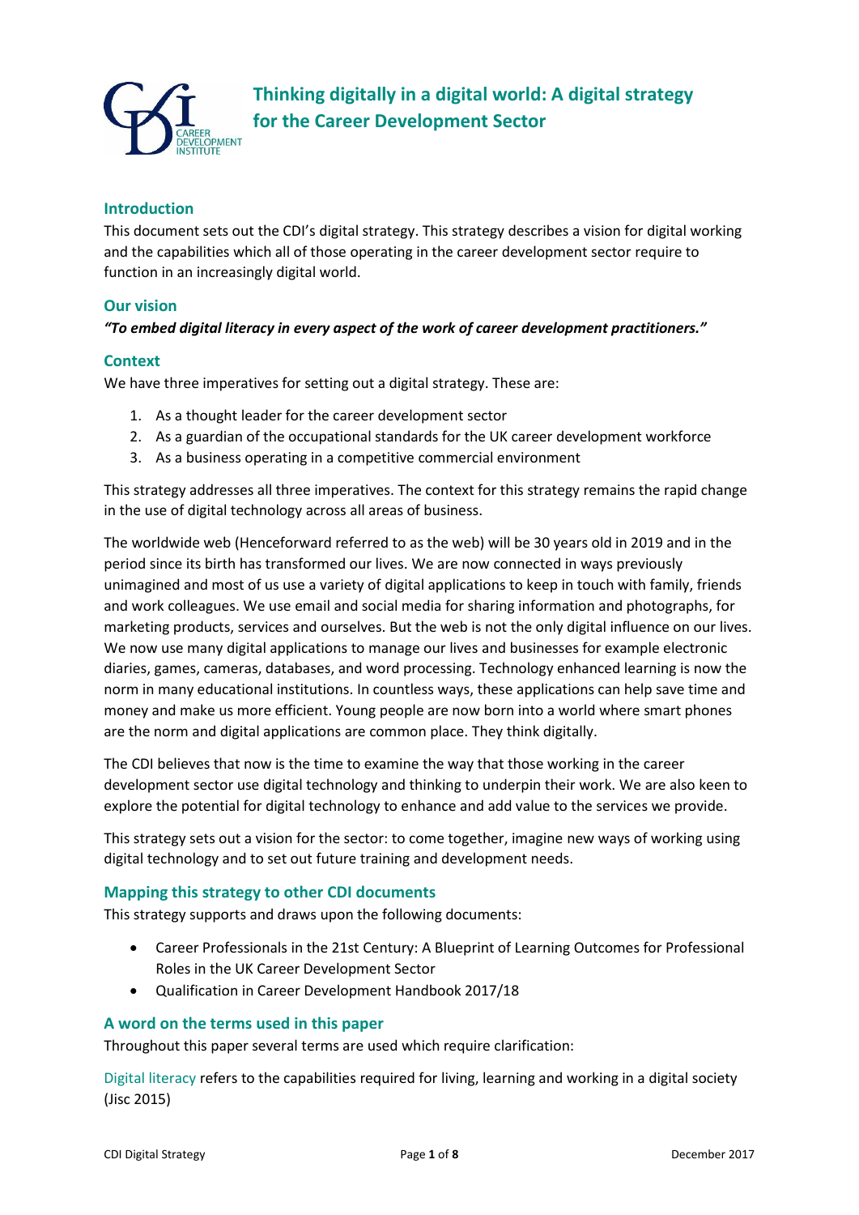# Thinking digitally in a digital world: A digital strategy for the Career Development Sector

## Introduction

This document sets out the CDI's digital strategy. This strategy describes a vision for digital working and the capabilities which all of those operating in the career development sector require to function in an increasingly digital world.

## Our vision

***"To embed digital literacy in every aspect of the work of career development practitioners."***

## Context

We have three imperatives for setting out a digital strategy. These are:

1. As a thought leader for the career development sector
2. As a guardian of the occupational standards for the UK career development workforce
3. As a business operating in a competitive commercial environment

This strategy addresses all three imperatives. The context for this strategy remains the rapid change in the use of digital technology across all areas of business.

The worldwide web (Henceforward referred to as the web) will be 30 years old in 2019 and in the period since its birth has transformed our lives. We are now connected in ways previously unimagined and most of us use a variety of digital applications to keep in touch with family, friends and work colleagues. We use email and social media for sharing information and photographs, for marketing products, services and ourselves. But the web is not the only digital influence on our lives. We now use many digital applications to manage our lives and businesses for example electronic diaries, games, cameras, databases, and word processing. Technology enhanced learning is now the norm in many educational institutions. In countless ways, these applications can help save time and money and make us more efficient. Young people are now born into a world where smart phones are the norm and digital applications are common place. They think digitally.

The CDI believes that now is the time to examine the way that those working in the career development sector use digital technology and thinking to underpin their work. We are also keen to explore the potential for digital technology to enhance and add value to the services we provide.

This strategy sets out a vision for the sector: to come together, imagine new ways of working using digital technology and to set out future training and development needs.

## Mapping this strategy to other CDI documents

This strategy supports and draws upon the following documents:

- Career Professionals in the 21st Century: A Blueprint of Learning Outcomes for Professional Roles in the UK Career Development Sector
- Qualification in Career Development Handbook 2017/18

## A word on the terms used in this paper

Throughout this paper several terms are used which require clarification:

Digital literacy refers to the capabilities required for living, learning and working in a digital society (Jisc 2015)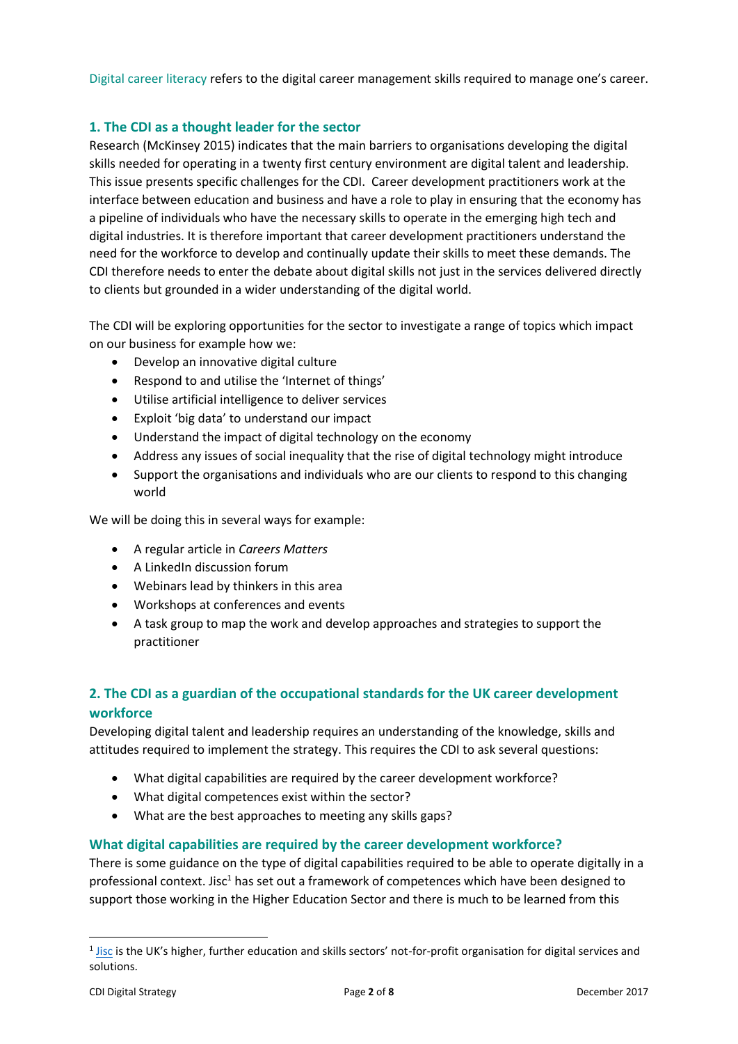Digital career literacy refers to the digital career management skills required to manage one's career.

## 1. The CDI as a thought leader for the sector

Research (McKinsey 2015) indicates that the main barriers to organisations developing the digital skills needed for operating in a twenty first century environment are digital talent and leadership. This issue presents specific challenges for the CDI. Career development practitioners work at the interface between education and business and have a role to play in ensuring that the economy has a pipeline of individuals who have the necessary skills to operate in the emerging high tech and digital industries. It is therefore important that career development practitioners understand the need for the workforce to develop and continually update their skills to meet these demands. The CDI therefore needs to enter the debate about digital skills not just in the services delivered directly to clients but grounded in a wider understanding of the digital world.

The CDI will be exploring opportunities for the sector to investigate a range of topics which impact on our business for example how we:

- Develop an innovative digital culture
- Respond to and utilise the 'Internet of things'
- Utilise artificial intelligence to deliver services
- Exploit 'big data' to understand our impact
- Understand the impact of digital technology on the economy
- Address any issues of social inequality that the rise of digital technology might introduce
- Support the organisations and individuals who are our clients to respond to this changing world

We will be doing this in several ways for example:

- A regular article in *Careers Matters*
- A LinkedIn discussion forum
- Webinars lead by thinkers in this area
- Workshops at conferences and events
- A task group to map the work and develop approaches and strategies to support the practitioner

## 2. The CDI as a guardian of the occupational standards for the UK career development workforce

Developing digital talent and leadership requires an understanding of the knowledge, skills and attitudes required to implement the strategy. This requires the CDI to ask several questions:

- What digital capabilities are required by the career development workforce?
- What digital competences exist within the sector?
- What are the best approaches to meeting any skills gaps?

### What digital capabilities are required by the career development workforce?

There is some guidance on the type of digital capabilities required to be able to operate digitally in a professional context. Jisc[1] has set out a framework of competences which have been designed to support those working in the Higher Education Sector and there is much to be learned from this

[1] Jisc is the UK's higher, further education and skills sectors' not-for-profit organisation for digital services and solutions.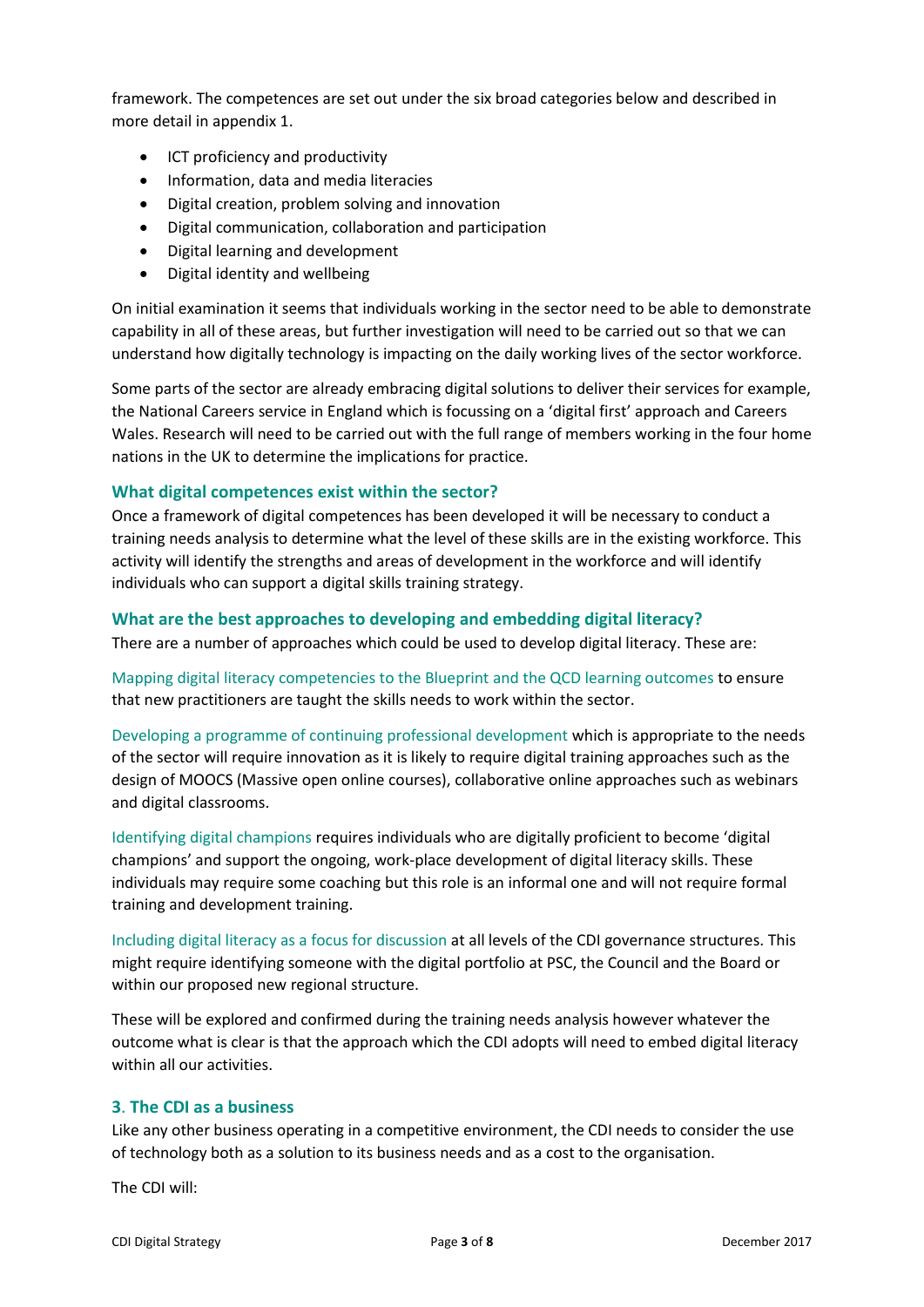framework. The competences are set out under the six broad categories below and described in more detail in appendix 1.

- ICT proficiency and productivity
- Information, data and media literacies
- Digital creation, problem solving and innovation
- Digital communication, collaboration and participation
- Digital learning and development
- Digital identity and wellbeing

On initial examination it seems that individuals working in the sector need to be able to demonstrate capability in all of these areas, but further investigation will need to be carried out so that we can understand how digitally technology is impacting on the daily working lives of the sector workforce.

Some parts of the sector are already embracing digital solutions to deliver their services for example, the National Careers service in England which is focussing on a 'digital first' approach and Careers Wales. Research will need to be carried out with the full range of members working in the four home nations in the UK to determine the implications for practice.

### What digital competences exist within the sector?

Once a framework of digital competences has been developed it will be necessary to conduct a training needs analysis to determine what the level of these skills are in the existing workforce. This activity will identify the strengths and areas of development in the workforce and will identify individuals who can support a digital skills training strategy.

### What are the best approaches to developing and embedding digital literacy?

There are a number of approaches which could be used to develop digital literacy. These are:

Mapping digital literacy competencies to the Blueprint and the QCD learning outcomes to ensure that new practitioners are taught the skills needs to work within the sector.

Developing a programme of continuing professional development which is appropriate to the needs of the sector will require innovation as it is likely to require digital training approaches such as the design of MOOCS (Massive open online courses), collaborative online approaches such as webinars and digital classrooms.

Identifying digital champions requires individuals who are digitally proficient to become 'digital champions' and support the ongoing, work-place development of digital literacy skills. These individuals may require some coaching but this role is an informal one and will not require formal training and development training.

Including digital literacy as a focus for discussion at all levels of the CDI governance structures. This might require identifying someone with the digital portfolio at PSC, the Council and the Board or within our proposed new regional structure.

These will be explored and confirmed during the training needs analysis however whatever the outcome what is clear is that the approach which the CDI adopts will need to embed digital literacy within all our activities.

## 3. The CDI as a business

Like any other business operating in a competitive environment, the CDI needs to consider the use of technology both as a solution to its business needs and as a cost to the organisation.

The CDI will: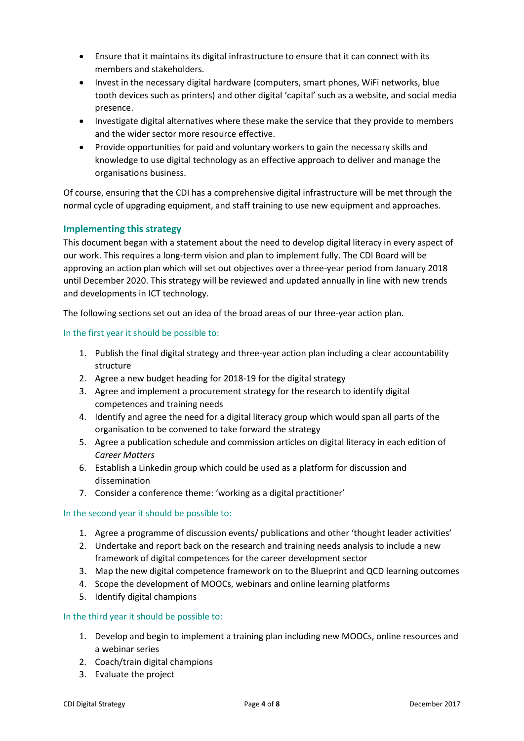- Ensure that it maintains its digital infrastructure to ensure that it can connect with its members and stakeholders.
- Invest in the necessary digital hardware (computers, smart phones, WiFi networks, blue tooth devices such as printers) and other digital 'capital' such as a website, and social media presence.
- Investigate digital alternatives where these make the service that they provide to members and the wider sector more resource effective.
- Provide opportunities for paid and voluntary workers to gain the necessary skills and knowledge to use digital technology as an effective approach to deliver and manage the organisations business.

Of course, ensuring that the CDI has a comprehensive digital infrastructure will be met through the normal cycle of upgrading equipment, and staff training to use new equipment and approaches.

## Implementing this strategy

This document began with a statement about the need to develop digital literacy in every aspect of our work. This requires a long-term vision and plan to implement fully. The CDI Board will be approving an action plan which will set out objectives over a three-year period from January 2018 until December 2020. This strategy will be reviewed and updated annually in line with new trends and developments in ICT technology.

The following sections set out an idea of the broad areas of our three-year action plan.

### In the first year it should be possible to:

1. Publish the final digital strategy and three-year action plan including a clear accountability structure
2. Agree a new budget heading for 2018-19 for the digital strategy
3. Agree and implement a procurement strategy for the research to identify digital competences and training needs
4. Identify and agree the need for a digital literacy group which would span all parts of the organisation to be convened to take forward the strategy
5. Agree a publication schedule and commission articles on digital literacy in each edition of *Career Matters*
6. Establish a Linkedin group which could be used as a platform for discussion and dissemination
7. Consider a conference theme: 'working as a digital practitioner'

### In the second year it should be possible to:

1. Agree a programme of discussion events/ publications and other 'thought leader activities'
2. Undertake and report back on the research and training needs analysis to include a new framework of digital competences for the career development sector
3. Map the new digital competence framework on to the Blueprint and QCD learning outcomes
4. Scope the development of MOOCs, webinars and online learning platforms
5. Identify digital champions

### In the third year it should be possible to:

1. Develop and begin to implement a training plan including new MOOCs, online resources and a webinar series
2. Coach/train digital champions
3. Evaluate the project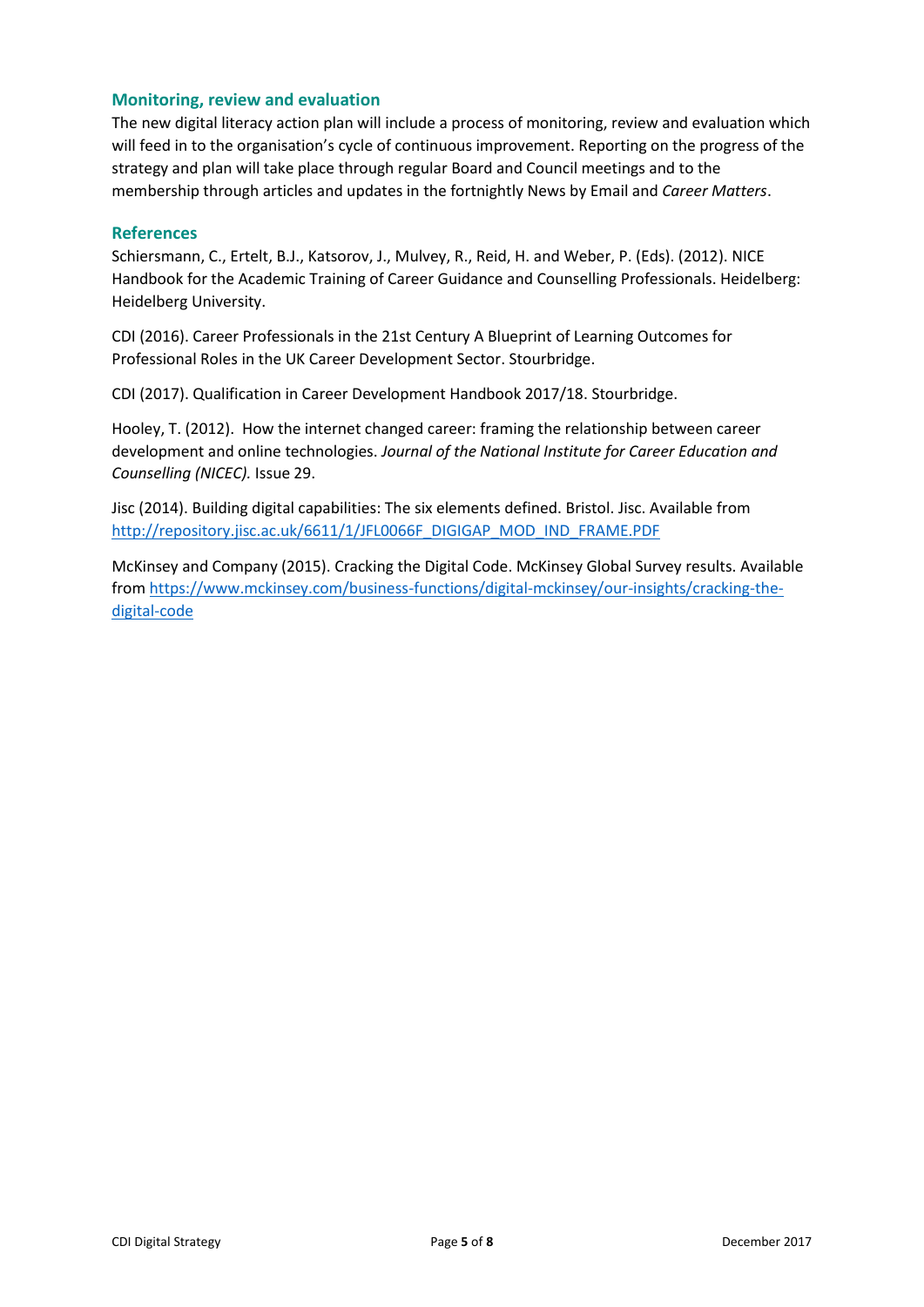## Monitoring, review and evaluation

The new digital literacy action plan will include a process of monitoring, review and evaluation which will feed in to the organisation's cycle of continuous improvement. Reporting on the progress of the strategy and plan will take place through regular Board and Council meetings and to the membership through articles and updates in the fortnightly News by Email and *Career Matters*.

## References

Schiersmann, C., Ertelt, B.J., Katsorov, J., Mulvey, R., Reid, H. and Weber, P. (Eds). (2012). NICE Handbook for the Academic Training of Career Guidance and Counselling Professionals. Heidelberg: Heidelberg University.

CDI (2016). Career Professionals in the 21st Century A Blueprint of Learning Outcomes for Professional Roles in the UK Career Development Sector. Stourbridge.

CDI (2017). Qualification in Career Development Handbook 2017/18. Stourbridge.

Hooley, T. (2012). How the internet changed career: framing the relationship between career development and online technologies. *Journal of the National Institute for Career Education and Counselling (NICEC).* Issue 29.

Jisc (2014). Building digital capabilities: The six elements defined. Bristol. Jisc. Available from [http://repository.jisc.ac.uk/6611/1/JFL0066F_DIGIGAP_MOD_IND_FRAME.PDF](http://repository.jisc.ac.uk/6611/1/JFL0066F_DIGIGAP_MOD_IND_FRAME.PDF)

McKinsey and Company (2015). Cracking the Digital Code. McKinsey Global Survey results. Available from [https://www.mckinsey.com/business-functions/digital-mckinsey/our-insights/cracking-the-digital-code](https://www.mckinsey.com/business-functions/digital-mckinsey/our-insights/cracking-the-digital-code)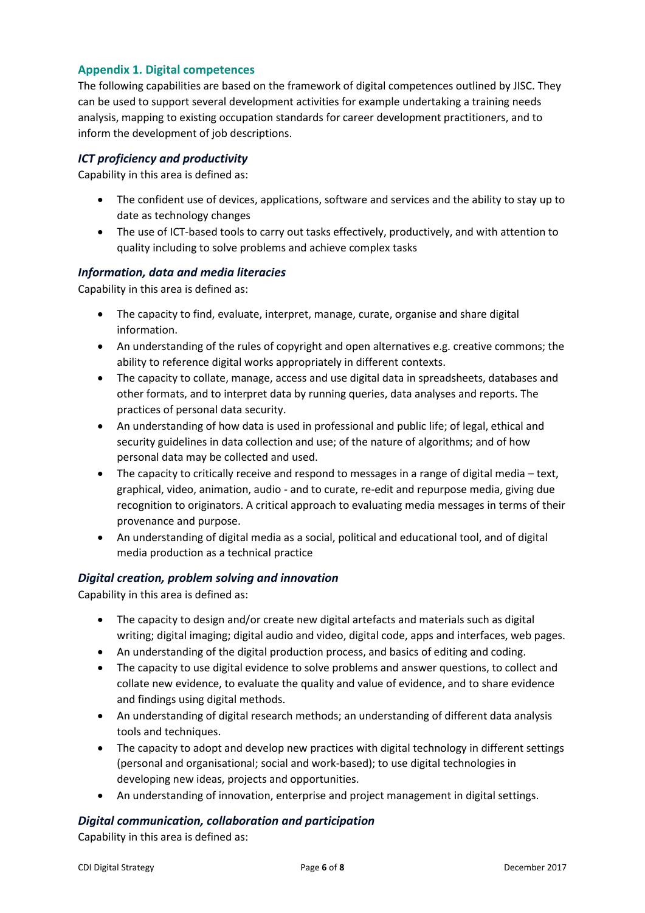## Appendix 1. Digital competences

The following capabilities are based on the framework of digital competences outlined by JISC. They can be used to support several development activities for example undertaking a training needs analysis, mapping to existing occupation standards for career development practitioners, and to inform the development of job descriptions.

### *ICT proficiency and productivity*

Capability in this area is defined as:

- The confident use of devices, applications, software and services and the ability to stay up to date as technology changes
- The use of ICT-based tools to carry out tasks effectively, productively, and with attention to quality including to solve problems and achieve complex tasks

### *Information, data and media literacies*

Capability in this area is defined as:

- The capacity to find, evaluate, interpret, manage, curate, organise and share digital information.
- An understanding of the rules of copyright and open alternatives e.g. creative commons; the ability to reference digital works appropriately in different contexts.
- The capacity to collate, manage, access and use digital data in spreadsheets, databases and other formats, and to interpret data by running queries, data analyses and reports. The practices of personal data security.
- An understanding of how data is used in professional and public life; of legal, ethical and security guidelines in data collection and use; of the nature of algorithms; and of how personal data may be collected and used.
- The capacity to critically receive and respond to messages in a range of digital media – text, graphical, video, animation, audio - and to curate, re-edit and repurpose media, giving due recognition to originators. A critical approach to evaluating media messages in terms of their provenance and purpose.
- An understanding of digital media as a social, political and educational tool, and of digital media production as a technical practice

### *Digital creation, problem solving and innovation*

Capability in this area is defined as:

- The capacity to design and/or create new digital artefacts and materials such as digital writing; digital imaging; digital audio and video, digital code, apps and interfaces, web pages.
- An understanding of the digital production process, and basics of editing and coding.
- The capacity to use digital evidence to solve problems and answer questions, to collect and collate new evidence, to evaluate the quality and value of evidence, and to share evidence and findings using digital methods.
- An understanding of digital research methods; an understanding of different data analysis tools and techniques.
- The capacity to adopt and develop new practices with digital technology in different settings (personal and organisational; social and work-based); to use digital technologies in developing new ideas, projects and opportunities.
- An understanding of innovation, enterprise and project management in digital settings.

### *Digital communication, collaboration and participation*

Capability in this area is defined as: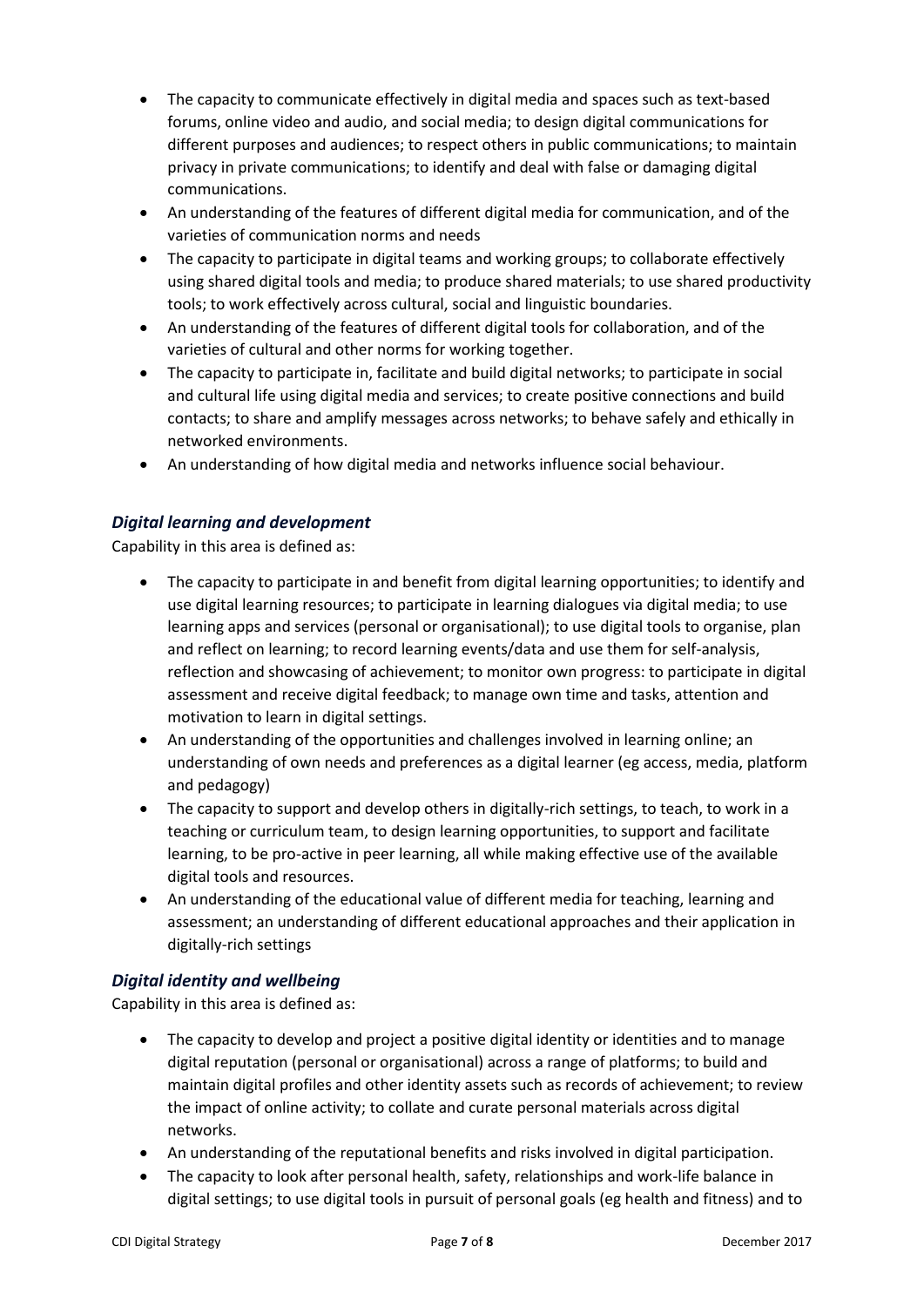- The capacity to communicate effectively in digital media and spaces such as text-based forums, online video and audio, and social media; to design digital communications for different purposes and audiences; to respect others in public communications; to maintain privacy in private communications; to identify and deal with false or damaging digital communications.
- An understanding of the features of different digital media for communication, and of the varieties of communication norms and needs
- The capacity to participate in digital teams and working groups; to collaborate effectively using shared digital tools and media; to produce shared materials; to use shared productivity tools; to work effectively across cultural, social and linguistic boundaries.
- An understanding of the features of different digital tools for collaboration, and of the varieties of cultural and other norms for working together.
- The capacity to participate in, facilitate and build digital networks; to participate in social and cultural life using digital media and services; to create positive connections and build contacts; to share and amplify messages across networks; to behave safely and ethically in networked environments.
- An understanding of how digital media and networks influence social behaviour.

### *Digital learning and development*

Capability in this area is defined as:

- The capacity to participate in and benefit from digital learning opportunities; to identify and use digital learning resources; to participate in learning dialogues via digital media; to use learning apps and services (personal or organisational); to use digital tools to organise, plan and reflect on learning; to record learning events/data and use them for self-analysis, reflection and showcasing of achievement; to monitor own progress: to participate in digital assessment and receive digital feedback; to manage own time and tasks, attention and motivation to learn in digital settings.
- An understanding of the opportunities and challenges involved in learning online; an understanding of own needs and preferences as a digital learner (eg access, media, platform and pedagogy)
- The capacity to support and develop others in digitally-rich settings, to teach, to work in a teaching or curriculum team, to design learning opportunities, to support and facilitate learning, to be pro-active in peer learning, all while making effective use of the available digital tools and resources.
- An understanding of the educational value of different media for teaching, learning and assessment; an understanding of different educational approaches and their application in digitally-rich settings

### *Digital identity and wellbeing*

Capability in this area is defined as:

- The capacity to develop and project a positive digital identity or identities and to manage digital reputation (personal or organisational) across a range of platforms; to build and maintain digital profiles and other identity assets such as records of achievement; to review the impact of online activity; to collate and curate personal materials across digital networks.
- An understanding of the reputational benefits and risks involved in digital participation.
- The capacity to look after personal health, safety, relationships and work-life balance in digital settings; to use digital tools in pursuit of personal goals (eg health and fitness) and to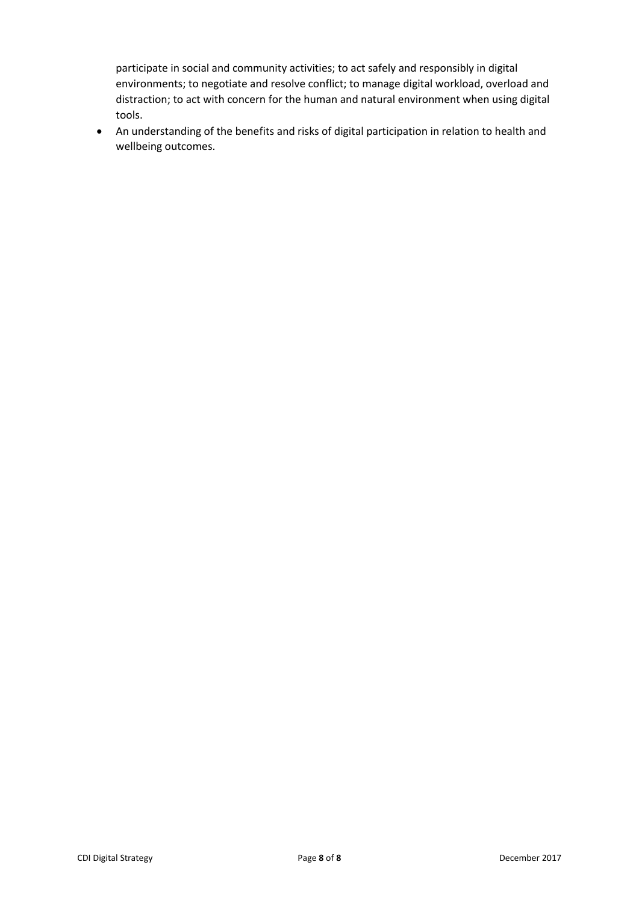participate in social and community activities; to act safely and responsibly in digital environments; to negotiate and resolve conflict; to manage digital workload, overload and distraction; to act with concern for the human and natural environment when using digital tools.

- An understanding of the benefits and risks of digital participation in relation to health and wellbeing outcomes.